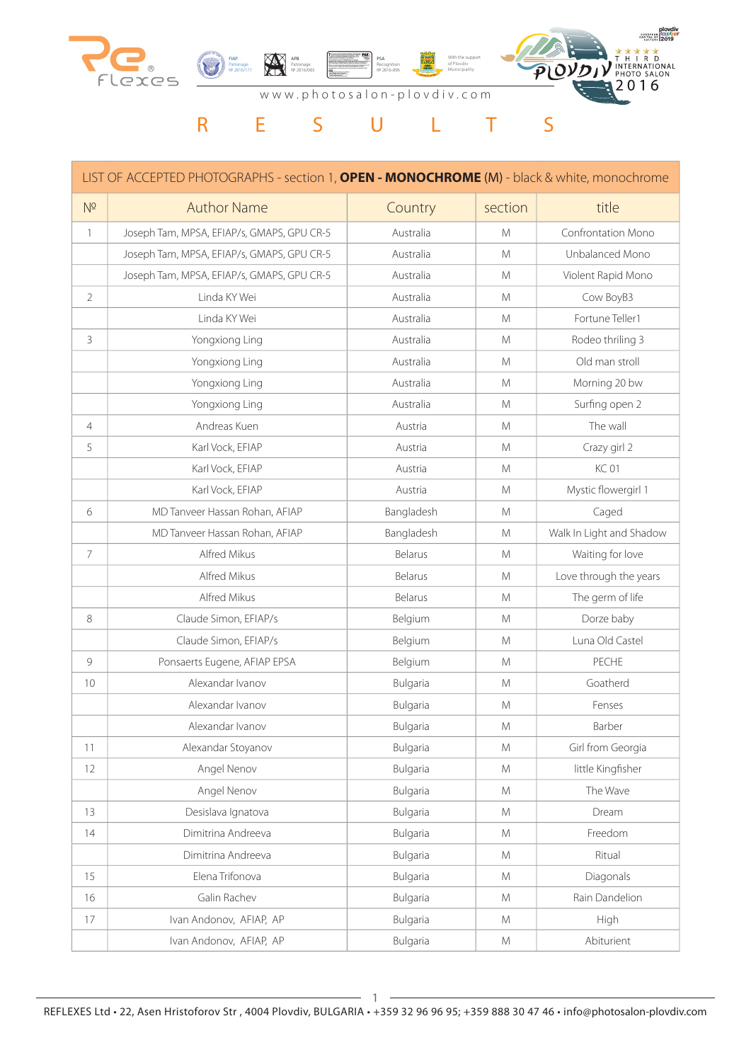www.photosalon-plovdiv.com

# R E S U L T S

| LIST OF ACCEPTED PHOTOGRAPHS - section 1, **OPEN - MONOCHROME** (M) - black & white, monochrome | | | | |
|---|---|---|---|---|
| № | Author Name | Country | section | title |
| 1 | Joseph Tam, MPSA, EFIAP/s, GMAPS, GPU CR-5 | Australia | M | Confrontation Mono |
| | Joseph Tam, MPSA, EFIAP/s, GMAPS, GPU CR-5 | Australia | M | Unbalanced Mono |
| | Joseph Tam, MPSA, EFIAP/s, GMAPS, GPU CR-5 | Australia | M | Violent Rapid Mono |
| 2 | Linda KY Wei | Australia | M | Cow BoyB3 |
| | Linda KY Wei | Australia | M | Fortune Teller1 |
| 3 | Yongxiong Ling | Australia | M | Rodeo thriling 3 |
| | Yongxiong Ling | Australia | M | Old man stroll |
| | Yongxiong Ling | Australia | M | Morning 20 bw |
| | Yongxiong Ling | Australia | M | Surfing open 2 |
| 4 | Andreas Kuen | Austria | M | The wall |
| 5 | Karl Vock, EFIAP | Austria | M | Crazy girl 2 |
| | Karl Vock, EFIAP | Austria | M | KC 01 |
| | Karl Vock, EFIAP | Austria | M | Mystic flowergirl 1 |
| 6 | MD Tanveer Hassan Rohan, AFIAP | Bangladesh | M | Caged |
| | MD Tanveer Hassan Rohan, AFIAP | Bangladesh | M | Walk In Light and Shadow |
| 7 | Alfred Mikus | Belarus | M | Waiting for love |
| | Alfred Mikus | Belarus | M | Love through the years |
| | Alfred Mikus | Belarus | M | The germ of life |
| 8 | Claude Simon, EFIAP/s | Belgium | M | Dorze baby |
| | Claude Simon, EFIAP/s | Belgium | M | Luna Old Castel |
| 9 | Ponsaerts Eugene, AFIAP EPSA | Belgium | M | PECHE |
| 10 | Alexandar Ivanov | Bulgaria | M | Goatherd |
| | Alexandar Ivanov | Bulgaria | M | Fenses |
| | Alexandar Ivanov | Bulgaria | M | Barber |
| 11 | Alexandar Stoyanov | Bulgaria | M | Girl from Georgia |
| 12 | Angel Nenov | Bulgaria | M | little Kingfisher |
| | Angel Nenov | Bulgaria | M | The Wave |
| 13 | Desislava Ignatova | Bulgaria | M | Dream |
| 14 | Dimitrina Andreeva | Bulgaria | M | Freedom |
| | Dimitrina Andreeva | Bulgaria | M | Ritual |
| 15 | Elena Trifonova | Bulgaria | M | Diagonals |
| 16 | Galin Rachev | Bulgaria | M | Rain Dandelion |
| 17 | Ivan Andonov, AFIAP, AP | Bulgaria | M | High |
| | Ivan Andonov, AFIAP, AP | Bulgaria | M | Abiturient |

REFLEXES Ltd • 22, Asen Hristoforov Str , 4004 Plovdiv, BULGARIA • +359 32 96 96 95; +359 888 30 47 46 • info@photosalon-plovdiv.com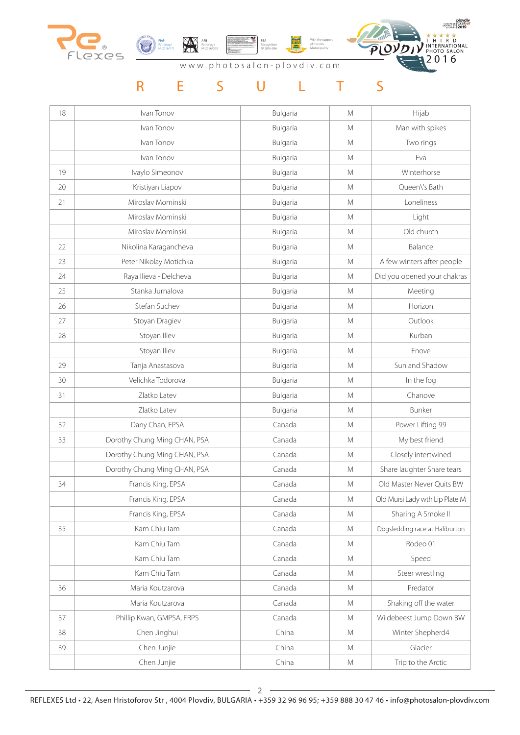# R E S U L T S

| 18 | Ivan Tonov | Bulgaria | M | Hijab |
|---|---|---|---|---|
| | Ivan Tonov | Bulgaria | M | Man with spikes |
| | Ivan Tonov | Bulgaria | M | Two rings |
| | Ivan Tonov | Bulgaria | M | Eva |
| 19 | Ivaylo Simeonov | Bulgaria | M | Winterhorse |
| 20 | Kristiyan Liapov | Bulgaria | M | Queen\'s Bath |
| 21 | Miroslav Mominski | Bulgaria | M | Loneliness |
| | Miroslav Mominski | Bulgaria | M | Light |
| | Miroslav Mominski | Bulgaria | M | Old church |
| 22 | Nikolina Karagancheva | Bulgaria | M | Balance |
| 23 | Peter Nikolay Motichka | Bulgaria | M | A few winters after people |
| 24 | Raya Ilieva - Delcheva | Bulgaria | M | Did you opened your chakras |
| 25 | Stanka Jurnalova | Bulgaria | M | Meeting |
| 26 | Stefan Suchev | Bulgaria | M | Horizon |
| 27 | Stoyan Dragiev | Bulgaria | M | Outlook |
| 28 | Stoyan Iliev | Bulgaria | M | Kurban |
| | Stoyan Iliev | Bulgaria | M | Enove |
| 29 | Tanja Anastasova | Bulgaria | M | Sun and Shadow |
| 30 | Velichka Todorova | Bulgaria | M | In the fog |
| 31 | Zlatko Latev | Bulgaria | M | Chanove |
| | Zlatko Latev | Bulgaria | M | Bunker |
| 32 | Dany Chan, EPSA | Canada | M | Power Lifting 99 |
| 33 | Dorothy Chung Ming CHAN, PSA | Canada | M | My best friend |
| | Dorothy Chung Ming CHAN, PSA | Canada | M | Closely intertwined |
| | Dorothy Chung Ming CHAN, PSA | Canada | M | Share laughter Share tears |
| 34 | Francis King, EPSA | Canada | M | Old Master Never Quits BW |
| | Francis King, EPSA | Canada | M | Old Mursi Lady wth Lip Plate M |
| | Francis King, EPSA | Canada | M | Sharing A Smoke II |
| 35 | Kam Chiu Tam | Canada | M | Dogsledding race at Haliburton |
| | Kam Chiu Tam | Canada | M | Rodeo 01 |
| | Kam Chiu Tam | Canada | M | Speed |
| | Kam Chiu Tam | Canada | M | Steer wrestling |
| 36 | Maria Koutzarova | Canada | M | Predator |
| | Maria Koutzarova | Canada | M | Shaking off the water |
| 37 | Phillip Kwan, GMPSA, FRPS | Canada | M | Wildebeest Jump Down BW |
| 38 | Chen Jinghui | China | M | Winter Shepherd4 |
| 39 | Chen Junjie | China | M | Glacier |
| | Chen Junjie | China | M | Trip to the Arctic |

REFLEXES Ltd • 22, Asen Hristoforov Str , 4004 Plovdiv, BULGARIA • +359 32 96 96 95; +359 888 30 47 46 • info@photosalon-plovdiv.com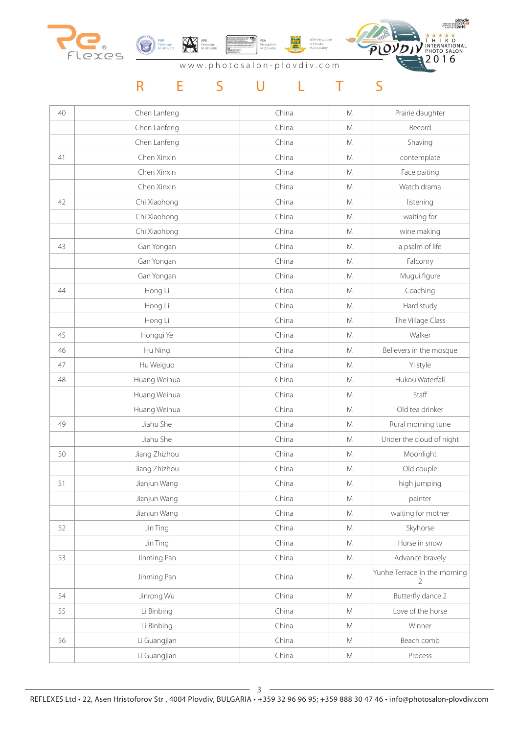# R E S U L T S

| | | | | |
|---|---|---|---|---|
| 40 | Chen Lanfeng | China | M | Prairie daughter |
| | Chen Lanfeng | China | M | Record |
| | Chen Lanfeng | China | M | Shaving |
| 41 | Chen Xinxin | China | M | contemplate |
| | Chen Xinxin | China | M | Face paiting |
| | Chen Xinxin | China | M | Watch drama |
| 42 | Chi Xiaohong | China | M | listening |
| | Chi Xiaohong | China | M | waiting for |
| | Chi Xiaohong | China | M | wine making |
| 43 | Gan Yongan | China | M | a psalm of life |
| | Gan Yongan | China | M | Falconry |
| | Gan Yongan | China | M | Mugui figure |
| 44 | Hong Li | China | M | Coaching |
| | Hong Li | China | M | Hard study |
| | Hong Li | China | M | The Village Class |
| 45 | Hongqi Ye | China | M | Walker |
| 46 | Hu Ning | China | M | Believers in the mosque |
| 47 | Hu Weiguo | China | M | Yi style |
| 48 | Huang Weihua | China | M | Hukou Waterfall |
| | Huang Weihua | China | M | Staff |
| | Huang Weihua | China | M | Old tea drinker |
| 49 | Jiahu She | China | M | Rural morning tune |
| | Jiahu She | China | M | Under the cloud of night |
| 50 | Jiang Zhizhou | China | M | Moonlight |
| | Jiang Zhizhou | China | M | Old couple |
| 51 | Jianjun Wang | China | M | high jumping |
| | Jianjun Wang | China | M | painter |
| | Jianjun Wang | China | M | waiting for mother |
| 52 | Jin Ting | China | M | Skyhorse |
| | Jin Ting | China | M | Horse in snow |
| 53 | Jinming Pan | China | M | Advance bravely |
| | Jinming Pan | China | M | Yunhe Terrace in the morning 2 |
| 54 | Jinrong Wu | China | M | Butterfly dance 2 |
| 55 | Li Binbing | China | M | Love of the horse |
| | Li Binbing | China | M | Winner |
| 56 | Li Guangjian | China | M | Beach comb |
| | Li Guangjian | China | M | Process |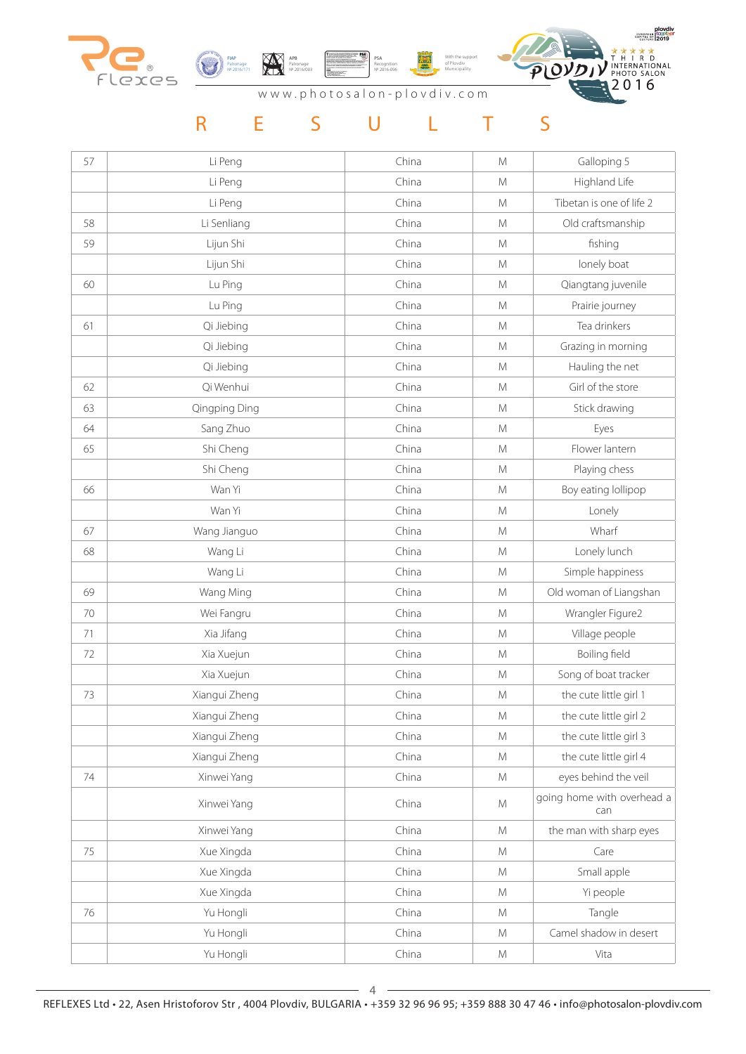# R E S U L T S

| | | | | |
|---|---|---|---|---|
| 57 | Li Peng | China | M | Galloping 5 |
| | Li Peng | China | M | Highland Life |
| | Li Peng | China | M | Tibetan is one of life 2 |
| 58 | Li Senliang | China | M | Old craftsmanship |
| 59 | Lijun Shi | China | M | fishing |
| | Lijun Shi | China | M | lonely boat |
| 60 | Lu Ping | China | M | Qiangtang juvenile |
| | Lu Ping | China | M | Prairie journey |
| 61 | Qi Jiebing | China | M | Tea drinkers |
| | Qi Jiebing | China | M | Grazing in morning |
| | Qi Jiebing | China | M | Hauling the net |
| 62 | Qi Wenhui | China | M | Girl of the store |
| 63 | Qingping Ding | China | M | Stick drawing |
| 64 | Sang Zhuo | China | M | Eyes |
| 65 | Shi Cheng | China | M | Flower lantern |
| | Shi Cheng | China | M | Playing chess |
| 66 | Wan Yi | China | M | Boy eating lollipop |
| | Wan Yi | China | M | Lonely |
| 67 | Wang Jianguo | China | M | Wharf |
| 68 | Wang Li | China | M | Lonely lunch |
| | Wang Li | China | M | Simple happiness |
| 69 | Wang Ming | China | M | Old woman of Liangshan |
| 70 | Wei Fangru | China | M | Wrangler Figure2 |
| 71 | Xia Jifang | China | M | Village people |
| 72 | Xia Xuejun | China | M | Boiling field |
| | Xia Xuejun | China | M | Song of boat tracker |
| 73 | Xiangui Zheng | China | M | the cute little girl 1 |
| | Xiangui Zheng | China | M | the cute little girl 2 |
| | Xiangui Zheng | China | M | the cute little girl 3 |
| | Xiangui Zheng | China | M | the cute little girl 4 |
| 74 | Xinwei Yang | China | M | eyes behind the veil |
| | Xinwei Yang | China | M | going home with overhead a can |
| | Xinwei Yang | China | M | the man with sharp eyes |
| 75 | Xue Xingda | China | M | Care |
| | Xue Xingda | China | M | Small apple |
| | Xue Xingda | China | M | Yi people |
| 76 | Yu Hongli | China | M | Tangle |
| | Yu Hongli | China | M | Camel shadow in desert |
| | Yu Hongli | China | M | Vita |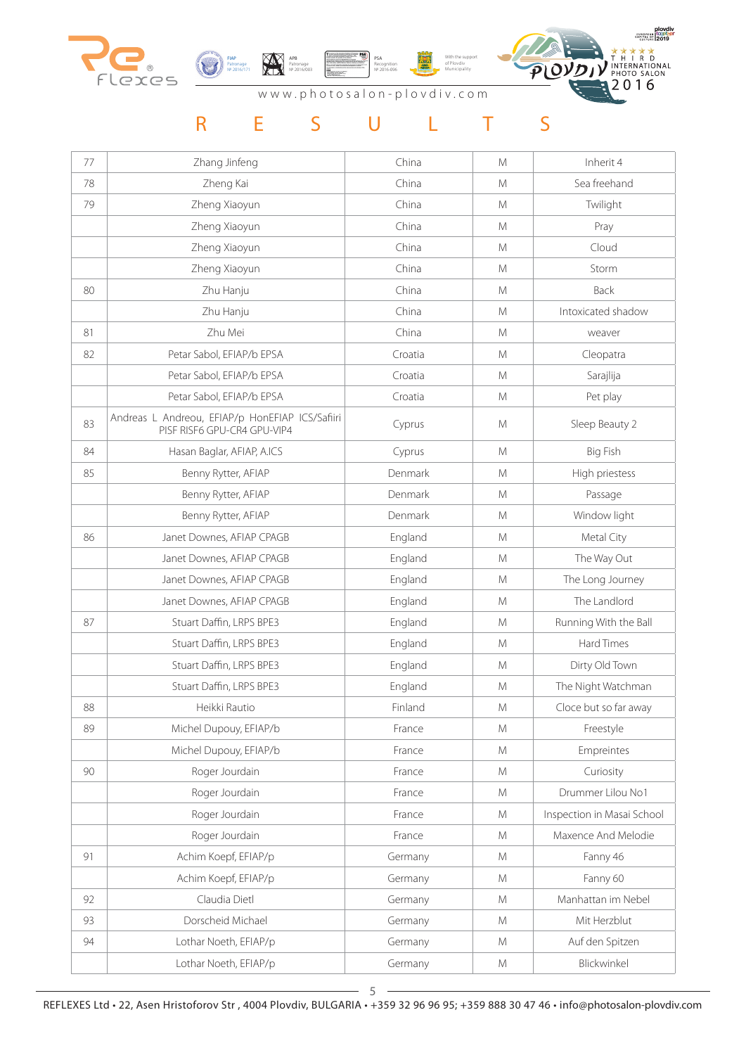# R E S U L T S

| | | | | |
|---|---|---|---|---|
| 77 | Zhang Jinfeng | China | M | Inherit 4 |
| 78 | Zheng Kai | China | M | Sea freehand |
| 79 | Zheng Xiaoyun | China | M | Twilight |
| | Zheng Xiaoyun | China | M | Pray |
| | Zheng Xiaoyun | China | M | Cloud |
| | Zheng Xiaoyun | China | M | Storm |
| 80 | Zhu Hanju | China | M | Back |
| | Zhu Hanju | China | M | Intoxicated shadow |
| 81 | Zhu Mei | China | M | weaver |
| 82 | Petar Sabol, EFIAP/b EPSA | Croatia | M | Cleopatra |
| | Petar Sabol, EFIAP/b EPSA | Croatia | M | Sarajlija |
| | Petar Sabol, EFIAP/b EPSA | Croatia | M | Pet play |
| 83 | Andreas L Andreou, EFIAP/p HonEFIAP ICS/Safiiri PISF RISF6 GPU-CR4 GPU-VIP4 | Cyprus | M | Sleep Beauty 2 |
| 84 | Hasan Baglar, AFIAP, A.ICS | Cyprus | M | Big Fish |
| 85 | Benny Rytter, AFIAP | Denmark | M | High priestess |
| | Benny Rytter, AFIAP | Denmark | M | Passage |
| | Benny Rytter, AFIAP | Denmark | M | Window light |
| 86 | Janet Downes, AFIAP CPAGB | England | M | Metal City |
| | Janet Downes, AFIAP CPAGB | England | M | The Way Out |
| | Janet Downes, AFIAP CPAGB | England | M | The Long Journey |
| | Janet Downes, AFIAP CPAGB | England | M | The Landlord |
| 87 | Stuart Daffin, LRPS BPE3 | England | M | Running With the Ball |
| | Stuart Daffin, LRPS BPE3 | England | M | Hard Times |
| | Stuart Daffin, LRPS BPE3 | England | M | Dirty Old Town |
| | Stuart Daffin, LRPS BPE3 | England | M | The Night Watchman |
| 88 | Heikki Rautio | Finland | M | Cloce but so far away |
| 89 | Michel Dupouy, EFIAP/b | France | M | Freestyle |
| | Michel Dupouy, EFIAP/b | France | M | Empreintes |
| 90 | Roger Jourdain | France | M | Curiosity |
| | Roger Jourdain | France | M | Drummer Lilou No1 |
| | Roger Jourdain | France | M | Inspection in Masai School |
| | Roger Jourdain | France | M | Maxence And Melodie |
| 91 | Achim Koepf, EFIAP/p | Germany | M | Fanny 46 |
| | Achim Koepf, EFIAP/p | Germany | M | Fanny 60 |
| 92 | Claudia Dietl | Germany | M | Manhattan im Nebel |
| 93 | Dorscheid Michael | Germany | M | Mit Herzblut |
| 94 | Lothar Noeth, EFIAP/p | Germany | M | Auf den Spitzen |
| | Lothar Noeth, EFIAP/p | Germany | M | Blickwinkel |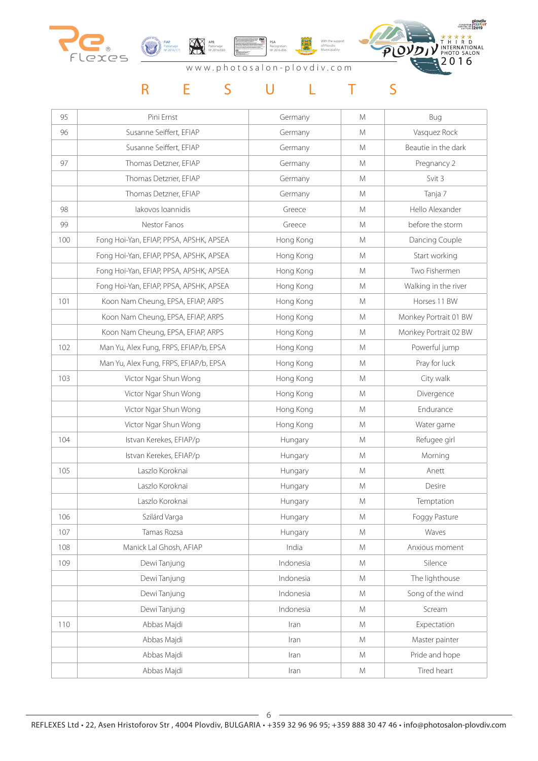# RESULTS

| | | | | |
|---|---|---|---|---|
| 95 | Pini Ernst | Germany | M | Bug |
| 96 | Susanne Seiffert, EFIAP | Germany | M | Vasquez Rock |
| | Susanne Seiffert, EFIAP | Germany | M | Beautie in the dark |
| 97 | Thomas Detzner, EFIAP | Germany | M | Pregnancy 2 |
| | Thomas Detzner, EFIAP | Germany | M | Svit 3 |
| | Thomas Detzner, EFIAP | Germany | M | Tanja 7 |
| 98 | Iakovos Ioannidis | Greece | M | Hello Alexander |
| 99 | Nestor Fanos | Greece | M | before the storm |
| 100 | Fong Hoi-Yan, EFIAP, PPSA, APSHK, APSEA | Hong Kong | M | Dancing Couple |
| | Fong Hoi-Yan, EFIAP, PPSA, APSHK, APSEA | Hong Kong | M | Start working |
| | Fong Hoi-Yan, EFIAP, PPSA, APSHK, APSEA | Hong Kong | M | Two Fishermen |
| | Fong Hoi-Yan, EFIAP, PPSA, APSHK, APSEA | Hong Kong | M | Walking in the river |
| 101 | Koon Nam Cheung, EPSA, EFIAP, ARPS | Hong Kong | M | Horses 11 BW |
| | Koon Nam Cheung, EPSA, EFIAP, ARPS | Hong Kong | M | Monkey Portrait 01 BW |
| | Koon Nam Cheung, EPSA, EFIAP, ARPS | Hong Kong | M | Monkey Portrait 02 BW |
| 102 | Man Yu, Alex Fung, FRPS, EFIAP/b, EPSA | Hong Kong | M | Powerful jump |
| | Man Yu, Alex Fung, FRPS, EFIAP/b, EPSA | Hong Kong | M | Pray for luck |
| 103 | Victor Ngar Shun Wong | Hong Kong | M | City walk |
| | Victor Ngar Shun Wong | Hong Kong | M | Divergence |
| | Victor Ngar Shun Wong | Hong Kong | M | Endurance |
| | Victor Ngar Shun Wong | Hong Kong | M | Water game |
| 104 | Istvan Kerekes, EFIAP/p | Hungary | M | Refugee girl |
| | Istvan Kerekes, EFIAP/p | Hungary | M | Morning |
| 105 | Laszlo Koroknai | Hungary | M | Anett |
| | Laszlo Koroknai | Hungary | M | Desire |
| | Laszlo Koroknai | Hungary | M | Temptation |
| 106 | Szilárd Varga | Hungary | M | Foggy Pasture |
| 107 | Tamas Rozsa | Hungary | M | Waves |
| 108 | Manick Lal Ghosh, AFIAP | India | M | Anxious moment |
| 109 | Dewi Tanjung | Indonesia | M | Silence |
| | Dewi Tanjung | Indonesia | M | The lighthouse |
| | Dewi Tanjung | Indonesia | M | Song of the wind |
| | Dewi Tanjung | Indonesia | M | Scream |
| 110 | Abbas Majdi | Iran | M | Expectation |
| | Abbas Majdi | Iran | M | Master painter |
| | Abbas Majdi | Iran | M | Pride and hope |
| | Abbas Majdi | Iran | M | Tired heart |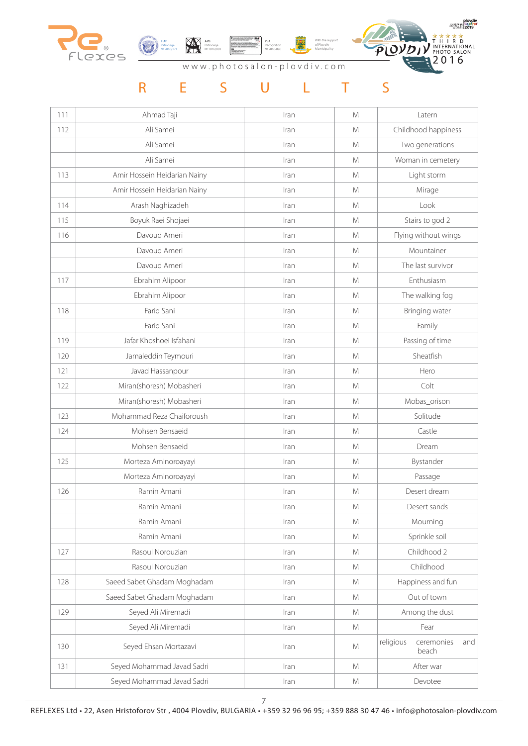# R E S U L T S

| | | | | |
|---|---|---|---|---|
| 111 | Ahmad Taji | Iran | M | Latern |
| 112 | Ali Samei | Iran | M | Childhood happiness |
| | Ali Samei | Iran | M | Two generations |
| | Ali Samei | Iran | M | Woman in cemetery |
| 113 | Amir Hossein Heidarian Nainy | Iran | M | Light storm |
| | Amir Hossein Heidarian Nainy | Iran | M | Mirage |
| 114 | Arash Naghizadeh | Iran | M | Look |
| 115 | Boyuk Raei Shojaei | Iran | M | Stairs to god 2 |
| 116 | Davoud Ameri | Iran | M | Flying without wings |
| | Davoud Ameri | Iran | M | Mountainer |
| | Davoud Ameri | Iran | M | The last survivor |
| 117 | Ebrahim Alipoor | Iran | M | Enthusiasm |
| | Ebrahim Alipoor | Iran | M | The walking fog |
| 118 | Farid Sani | Iran | M | Bringing water |
| | Farid Sani | Iran | M | Family |
| 119 | Jafar Khoshoei Isfahani | Iran | M | Passing of time |
| 120 | Jamaleddin Teymouri | Iran | M | Sheatfish |
| 121 | Javad Hassanpour | Iran | M | Hero |
| 122 | Miran(shoresh) Mobasheri | Iran | M | Colt |
| | Miran(shoresh) Mobasheri | Iran | M | Mobas_orison |
| 123 | Mohammad Reza Chaiforoush | Iran | M | Solitude |
| 124 | Mohsen Bensaeid | Iran | M | Castle |
| | Mohsen Bensaeid | Iran | M | Dream |
| 125 | Morteza Aminoroayayi | Iran | M | Bystander |
| | Morteza Aminoroayayi | Iran | M | Passage |
| 126 | Ramin Amani | Iran | M | Desert dream |
| | Ramin Amani | Iran | M | Desert sands |
| | Ramin Amani | Iran | M | Mourning |
| | Ramin Amani | Iran | M | Sprinkle soil |
| 127 | Rasoul Norouzian | Iran | M | Childhood 2 |
| | Rasoul Norouzian | Iran | M | Childhood |
| 128 | Saeed Sabet Ghadam Moghadam | Iran | M | Happiness and fun |
| | Saeed Sabet Ghadam Moghadam | Iran | M | Out of town |
| 129 | Seyed Ali Miremadi | Iran | M | Among the dust |
| | Seyed Ali Miremadi | Iran | M | Fear |
| 130 | Seyed Ehsan Mortazavi | Iran | M | religious ceremonies and beach |
| 131 | Seyed Mohammad Javad Sadri | Iran | M | After war |
| | Seyed Mohammad Javad Sadri | Iran | M | Devotee |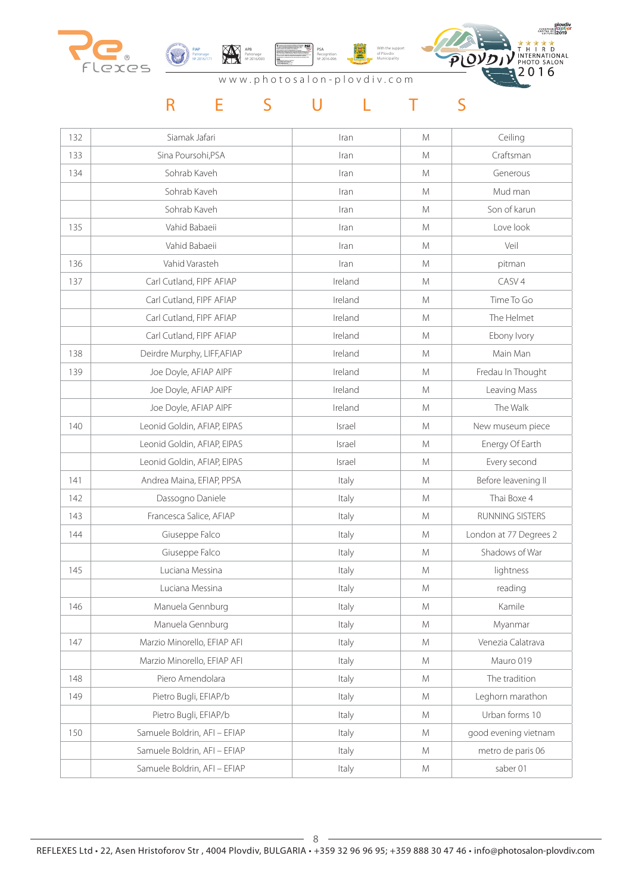# R E S U L T S

| | | | | |
|---|---|---|---|---|
| 132 | Siamak Jafari | Iran | M | Ceiling |
| 133 | Sina Poursohi,PSA | Iran | M | Craftsman |
| 134 | Sohrab Kaveh | Iran | M | Generous |
| | Sohrab Kaveh | Iran | M | Mud man |
| | Sohrab Kaveh | Iran | M | Son of karun |
| 135 | Vahid Babaeii | Iran | M | Love look |
| | Vahid Babaeii | Iran | M | Veil |
| 136 | Vahid Varasteh | Iran | M | pitman |
| 137 | Carl Cutland, FIPF AFIAP | Ireland | M | CASV 4 |
| | Carl Cutland, FIPF AFIAP | Ireland | M | Time To Go |
| | Carl Cutland, FIPF AFIAP | Ireland | M | The Helmet |
| | Carl Cutland, FIPF AFIAP | Ireland | M | Ebony Ivory |
| 138 | Deirdre Murphy, LIFF,AFIAP | Ireland | M | Main Man |
| 139 | Joe Doyle, AFIAP AIPF | Ireland | M | Fredau In Thought |
| | Joe Doyle, AFIAP AIPF | Ireland | M | Leaving Mass |
| | Joe Doyle, AFIAP AIPF | Ireland | M | The Walk |
| 140 | Leonid Goldin, AFIAP, EIPAS | Israel | M | New museum piece |
| | Leonid Goldin, AFIAP, EIPAS | Israel | M | Energy Of Earth |
| | Leonid Goldin, AFIAP, EIPAS | Israel | M | Every second |
| 141 | Andrea Maina, EFIAP, PPSA | Italy | M | Before leavening II |
| 142 | Dassogno Daniele | Italy | M | Thai Boxe 4 |
| 143 | Francesca Salice, AFIAP | Italy | M | RUNNING SISTERS |
| 144 | Giuseppe Falco | Italy | M | London at 77 Degrees 2 |
| | Giuseppe Falco | Italy | M | Shadows of War |
| 145 | Luciana Messina | Italy | M | lightness |
| | Luciana Messina | Italy | M | reading |
| 146 | Manuela Gennburg | Italy | M | Kamile |
| | Manuela Gennburg | Italy | M | Myanmar |
| 147 | Marzio Minorello, EFIAP AFI | Italy | M | Venezia Calatrava |
| | Marzio Minorello, EFIAP AFI | Italy | M | Mauro 019 |
| 148 | Piero Amendolara | Italy | M | The tradition |
| 149 | Pietro Bugli, EFIAP/b | Italy | M | Leghorn marathon |
| | Pietro Bugli, EFIAP/b | Italy | M | Urban forms 10 |
| 150 | Samuele Boldrin, AFI – EFIAP | Italy | M | good evening vietnam |
| | Samuele Boldrin, AFI – EFIAP | Italy | M | metro de paris 06 |
| | Samuele Boldrin, AFI – EFIAP | Italy | M | saber 01 |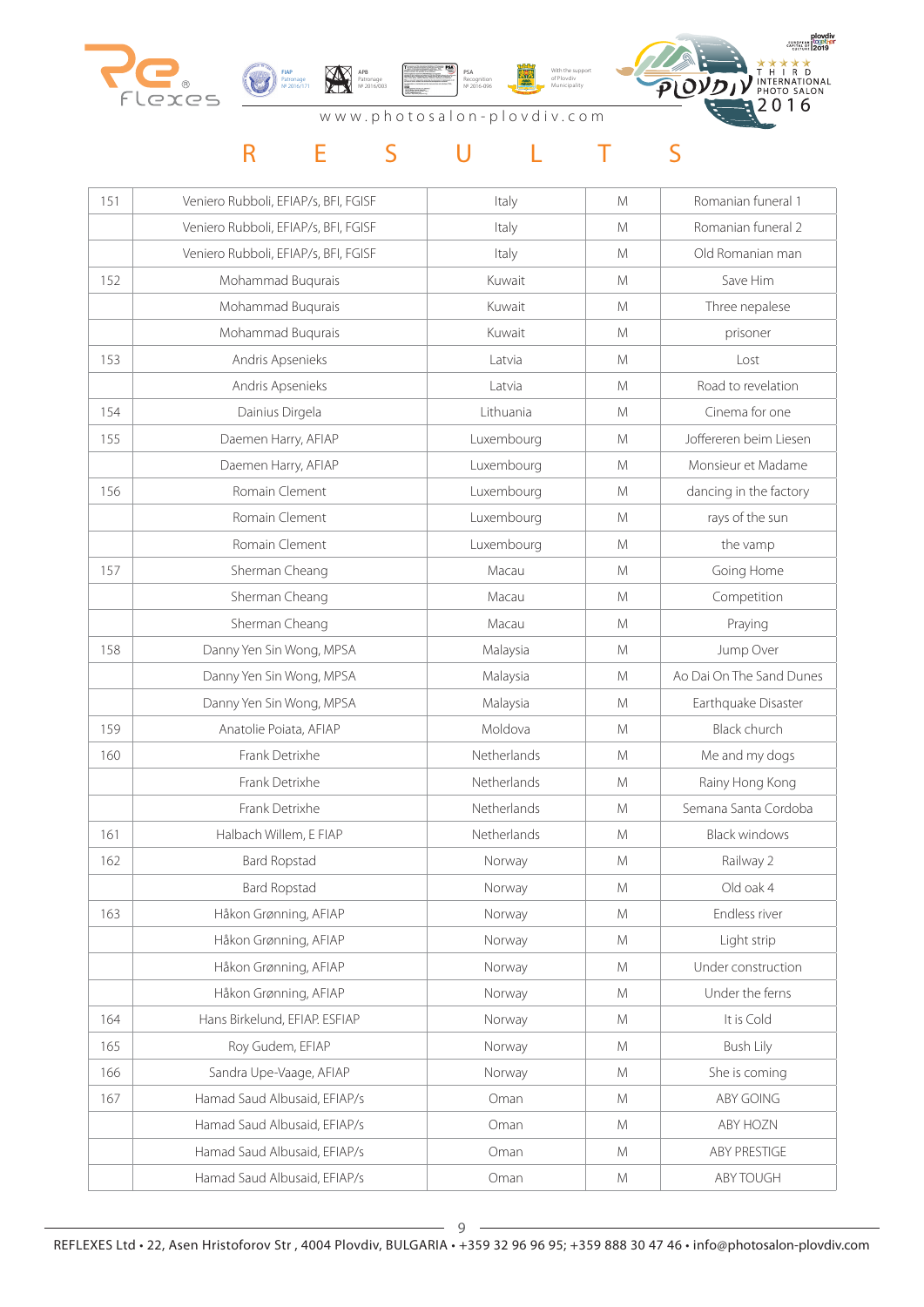# R E S U L T S

| | | | | |
|---|---|---|---|---|
| 151 | Veniero Rubboli, EFIAP/s, BFI, FGISF | Italy | M | Romanian funeral 1 |
| | Veniero Rubboli, EFIAP/s, BFI, FGISF | Italy | M | Romanian funeral 2 |
| | Veniero Rubboli, EFIAP/s, BFI, FGISF | Italy | M | Old Romanian man |
| 152 | Mohammad Buqurais | Kuwait | M | Save Him |
| | Mohammad Buqurais | Kuwait | M | Three nepalese |
| | Mohammad Buqurais | Kuwait | M | prisoner |
| 153 | Andris Apsenieks | Latvia | M | Lost |
| | Andris Apsenieks | Latvia | M | Road to revelation |
| 154 | Dainius Dirgela | Lithuania | M | Cinema for one |
| 155 | Daemen Harry, AFIAP | Luxembourg | M | Joffereren beim Liesen |
| | Daemen Harry, AFIAP | Luxembourg | M | Monsieur et Madame |
| 156 | Romain Clement | Luxembourg | M | dancing in the factory |
| | Romain Clement | Luxembourg | M | rays of the sun |
| | Romain Clement | Luxembourg | M | the vamp |
| 157 | Sherman Cheang | Macau | M | Going Home |
| | Sherman Cheang | Macau | M | Competition |
| | Sherman Cheang | Macau | M | Praying |
| 158 | Danny Yen Sin Wong, MPSA | Malaysia | M | Jump Over |
| | Danny Yen Sin Wong, MPSA | Malaysia | M | Ao Dai On The Sand Dunes |
| | Danny Yen Sin Wong, MPSA | Malaysia | M | Earthquake Disaster |
| 159 | Anatolie Poiata, AFIAP | Moldova | M | Black church |
| 160 | Frank Detrixhe | Netherlands | M | Me and my dogs |
| | Frank Detrixhe | Netherlands | M | Rainy Hong Kong |
| | Frank Detrixhe | Netherlands | M | Semana Santa Cordoba |
| 161 | Halbach Willem, E FIAP | Netherlands | M | Black windows |
| 162 | Bard Ropstad | Norway | M | Railway 2 |
| | Bard Ropstad | Norway | M | Old oak 4 |
| 163 | Håkon Grønning, AFIAP | Norway | M | Endless river |
| | Håkon Grønning, AFIAP | Norway | M | Light strip |
| | Håkon Grønning, AFIAP | Norway | M | Under construction |
| | Håkon Grønning, AFIAP | Norway | M | Under the ferns |
| 164 | Hans Birkelund, EFIAP. ESFIAP | Norway | M | It is Cold |
| 165 | Roy Gudem, EFIAP | Norway | M | Bush Lily |
| 166 | Sandra Upe-Vaage, AFIAP | Norway | M | She is coming |
| 167 | Hamad Saud Albusaid, EFIAP/s | Oman | M | ABY GOING |
| | Hamad Saud Albusaid, EFIAP/s | Oman | M | ABY HOZN |
| | Hamad Saud Albusaid, EFIAP/s | Oman | M | ABY PRESTIGE |
| | Hamad Saud Albusaid, EFIAP/s | Oman | M | ABY TOUGH |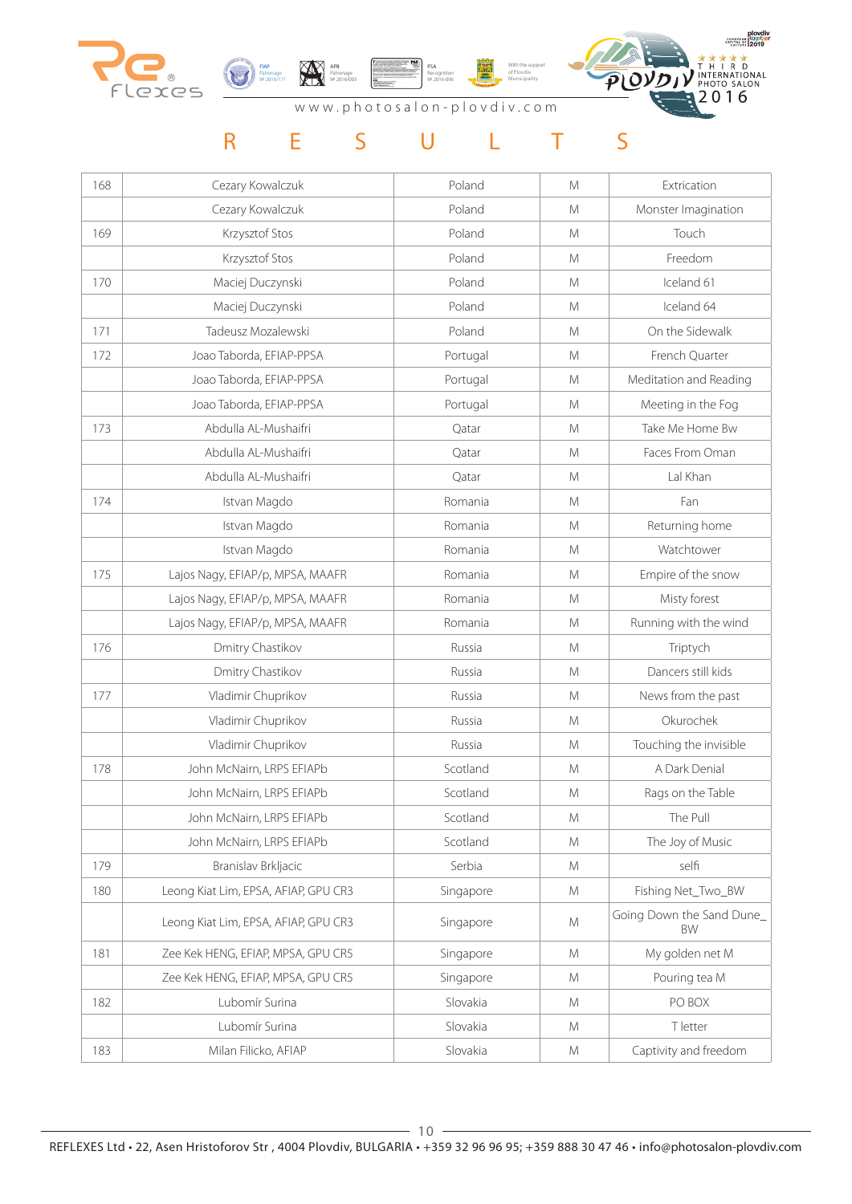# R E S U L T S

| | | | | |
|---|---|---|---|---|
| 168 | Cezary Kowalczuk | Poland | M | Extrication |
| | Cezary Kowalczuk | Poland | M | Monster Imagination |
| 169 | Krzysztof Stos | Poland | M | Touch |
| | Krzysztof Stos | Poland | M | Freedom |
| 170 | Maciej Duczynski | Poland | M | Iceland 61 |
| | Maciej Duczynski | Poland | M | Iceland 64 |
| 171 | Tadeusz Mozalewski | Poland | M | On the Sidewalk |
| 172 | Joao Taborda, EFIAP-PPSA | Portugal | M | French Quarter |
| | Joao Taborda, EFIAP-PPSA | Portugal | M | Meditation and Reading |
| | Joao Taborda, EFIAP-PPSA | Portugal | M | Meeting in the Fog |
| 173 | Abdulla AL-Mushaifri | Qatar | M | Take Me Home Bw |
| | Abdulla AL-Mushaifri | Qatar | M | Faces From Oman |
| | Abdulla AL-Mushaifri | Qatar | M | Lal Khan |
| 174 | Istvan Magdo | Romania | M | Fan |
| | Istvan Magdo | Romania | M | Returning home |
| | Istvan Magdo | Romania | M | Watchtower |
| 175 | Lajos Nagy, EFIAP/p, MPSA, MAAFR | Romania | M | Empire of the snow |
| | Lajos Nagy, EFIAP/p, MPSA, MAAFR | Romania | M | Misty forest |
| | Lajos Nagy, EFIAP/p, MPSA, MAAFR | Romania | M | Running with the wind |
| 176 | Dmitry Chastikov | Russia | M | Triptych |
| | Dmitry Chastikov | Russia | M | Dancers still kids |
| 177 | Vladimir Chuprikov | Russia | M | News from the past |
| | Vladimir Chuprikov | Russia | M | Okurochek |
| | Vladimir Chuprikov | Russia | M | Touching the invisible |
| 178 | John McNairn, LRPS EFIAPb | Scotland | M | A Dark Denial |
| | John McNairn, LRPS EFIAPb | Scotland | M | Rags on the Table |
| | John McNairn, LRPS EFIAPb | Scotland | M | The Pull |
| | John McNairn, LRPS EFIAPb | Scotland | M | The Joy of Music |
| 179 | Branislav Brkljacic | Serbia | M | selfi |
| 180 | Leong Kiat Lim, EPSA, AFIAP, GPU CR3 | Singapore | M | Fishing Net_Two_BW |
| | Leong Kiat Lim, EPSA, AFIAP, GPU CR3 | Singapore | M | Going Down the Sand Dune_BW |
| 181 | Zee Kek HENG, EFIAP, MPSA, GPU CR5 | Singapore | M | My golden net M |
| | Zee Kek HENG, EFIAP, MPSA, GPU CR5 | Singapore | M | Pouring tea M |
| 182 | Lubomír Surina | Slovakia | M | PO BOX |
| | Lubomír Surina | Slovakia | M | T letter |
| 183 | Milan Filicko, AFIAP | Slovakia | M | Captivity and freedom |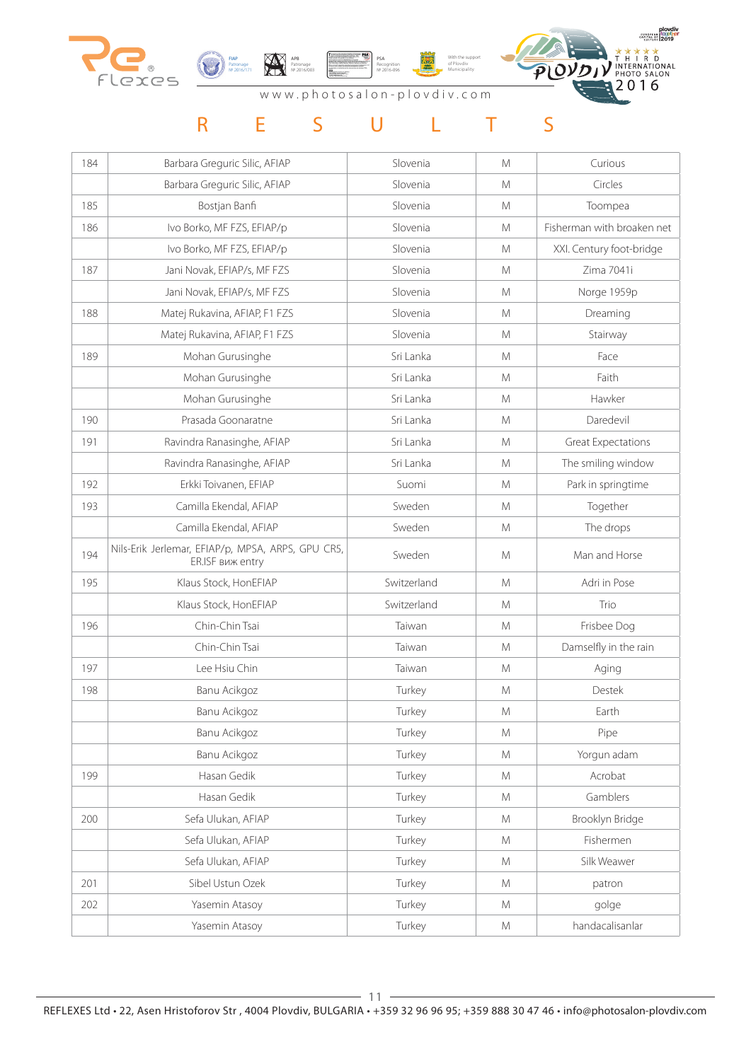# R E S U L T S

| | | | | |
|---|---|---|---|---|
| 184 | Barbara Greguric Silic, AFIAP | Slovenia | M | Curious |
| | Barbara Greguric Silic, AFIAP | Slovenia | M | Circles |
| 185 | Bostjan Banfi | Slovenia | M | Toompea |
| 186 | Ivo Borko, MF FZS, EFIAP/p | Slovenia | M | Fisherman with broaken net |
| | Ivo Borko, MF FZS, EFIAP/p | Slovenia | M | XXI. Century foot-bridge |
| 187 | Jani Novak, EFIAP/s, MF FZS | Slovenia | M | Zima 7041i |
| | Jani Novak, EFIAP/s, MF FZS | Slovenia | M | Norge 1959p |
| 188 | Matej Rukavina, AFIAP, F1 FZS | Slovenia | M | Dreaming |
| | Matej Rukavina, AFIAP, F1 FZS | Slovenia | M | Stairway |
| 189 | Mohan Gurusinghe | Sri Lanka | M | Face |
| | Mohan Gurusinghe | Sri Lanka | M | Faith |
| | Mohan Gurusinghe | Sri Lanka | M | Hawker |
| 190 | Prasada Goonaratne | Sri Lanka | M | Daredevil |
| 191 | Ravindra Ranasinghe, AFIAP | Sri Lanka | M | Great Expectations |
| | Ravindra Ranasinghe, AFIAP | Sri Lanka | M | The smiling window |
| 192 | Erkki Toivanen, EFIAP | Suomi | M | Park in springtime |
| 193 | Camilla Ekendal, AFIAP | Sweden | M | Together |
| | Camilla Ekendal, AFIAP | Sweden | M | The drops |
| 194 | Nils-Erik Jerlemar, EFIAP/p, MPSA, ARPS, GPU CR5, ER.ISF виж entry | Sweden | M | Man and Horse |
| 195 | Klaus Stock, HonEFIAP | Switzerland | M | Adri in Pose |
| | Klaus Stock, HonEFIAP | Switzerland | M | Trio |
| 196 | Chin-Chin Tsai | Taiwan | M | Frisbee Dog |
| | Chin-Chin Tsai | Taiwan | M | Damselfly in the rain |
| 197 | Lee Hsiu Chin | Taiwan | M | Aging |
| 198 | Banu Acikgoz | Turkey | M | Destek |
| | Banu Acikgoz | Turkey | M | Earth |
| | Banu Acikgoz | Turkey | M | Pipe |
| | Banu Acikgoz | Turkey | M | Yorgun adam |
| 199 | Hasan Gedik | Turkey | M | Acrobat |
| | Hasan Gedik | Turkey | M | Gamblers |
| 200 | Sefa Ulukan, AFIAP | Turkey | M | Brooklyn Bridge |
| | Sefa Ulukan, AFIAP | Turkey | M | Fishermen |
| | Sefa Ulukan, AFIAP | Turkey | M | Silk Weawer |
| 201 | Sibel Ustun Ozek | Turkey | M | patron |
| 202 | Yasemin Atasoy | Turkey | M | golge |
| | Yasemin Atasoy | Turkey | M | handacalisanlar |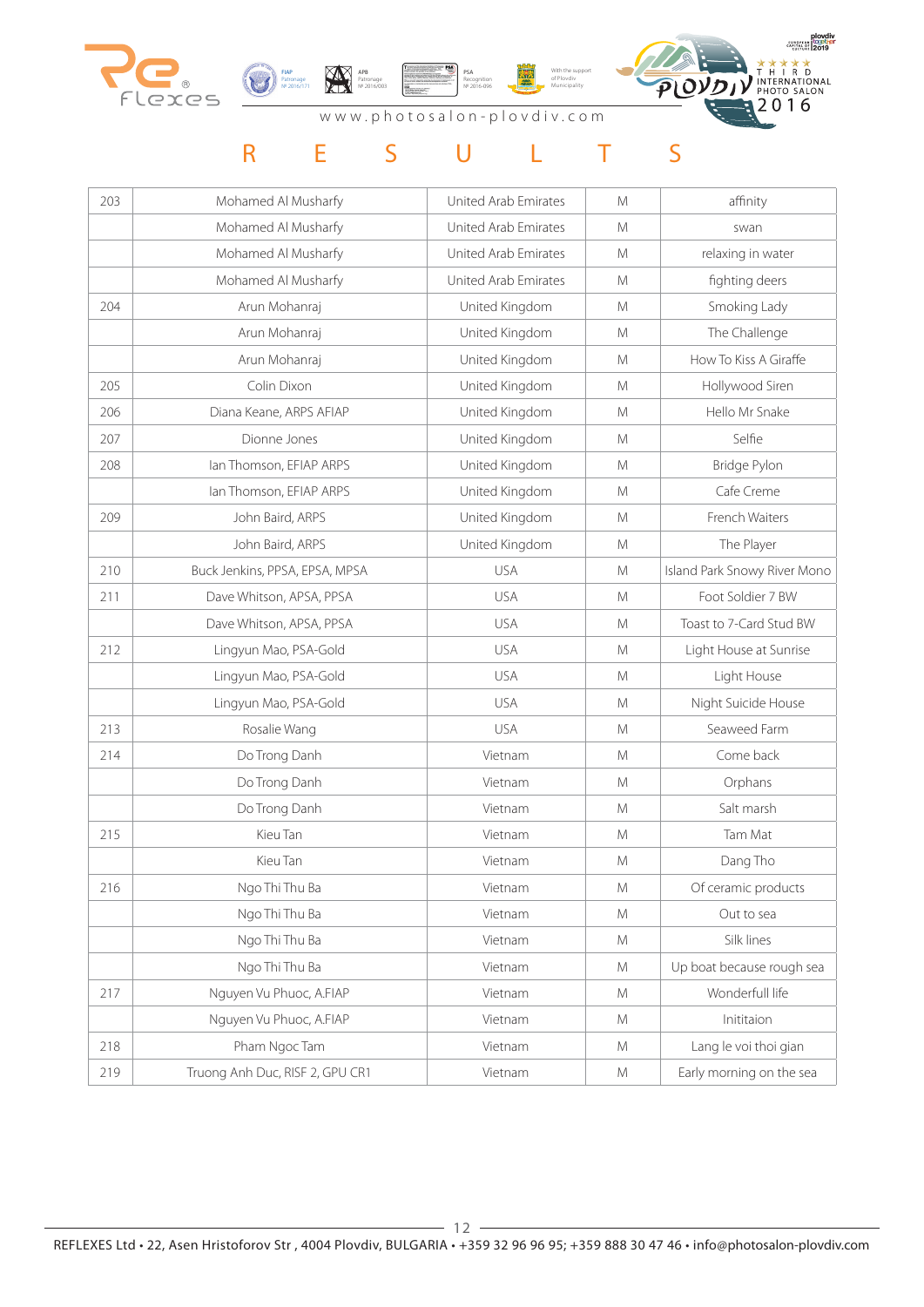# R E S U L T S

| | | | | |
|---|---|---|---|---|
| 203 | Mohamed Al Musharfy | United Arab Emirates | M | affinity |
| | Mohamed Al Musharfy | United Arab Emirates | M | swan |
| | Mohamed Al Musharfy | United Arab Emirates | M | relaxing in water |
| | Mohamed Al Musharfy | United Arab Emirates | M | fighting deers |
| 204 | Arun Mohanraj | United Kingdom | M | Smoking Lady |
| | Arun Mohanraj | United Kingdom | M | The Challenge |
| | Arun Mohanraj | United Kingdom | M | How To Kiss A Giraffe |
| 205 | Colin Dixon | United Kingdom | M | Hollywood Siren |
| 206 | Diana Keane, ARPS AFIAP | United Kingdom | M | Hello Mr Snake |
| 207 | Dionne Jones | United Kingdom | M | Selfie |
| 208 | Ian Thomson, EFIAP ARPS | United Kingdom | M | Bridge Pylon |
| | Ian Thomson, EFIAP ARPS | United Kingdom | M | Cafe Creme |
| 209 | John Baird, ARPS | United Kingdom | M | French Waiters |
| | John Baird, ARPS | United Kingdom | M | The Player |
| 210 | Buck Jenkins, PPSA, EPSA, MPSA | USA | M | Island Park Snowy River Mono |
| 211 | Dave Whitson, APSA, PPSA | USA | M | Foot Soldier 7 BW |
| | Dave Whitson, APSA, PPSA | USA | M | Toast to 7-Card Stud BW |
| 212 | Lingyun Mao, PSA-Gold | USA | M | Light House at Sunrise |
| | Lingyun Mao, PSA-Gold | USA | M | Light House |
| | Lingyun Mao, PSA-Gold | USA | M | Night Suicide House |
| 213 | Rosalie Wang | USA | M | Seaweed Farm |
| 214 | Do Trong Danh | Vietnam | M | Come back |
| | Do Trong Danh | Vietnam | M | Orphans |
| | Do Trong Danh | Vietnam | M | Salt marsh |
| 215 | Kieu Tan | Vietnam | M | Tam Mat |
| | Kieu Tan | Vietnam | M | Dang Tho |
| 216 | Ngo Thi Thu Ba | Vietnam | M | Of ceramic products |
| | Ngo Thi Thu Ba | Vietnam | M | Out to sea |
| | Ngo Thi Thu Ba | Vietnam | M | Silk lines |
| | Ngo Thi Thu Ba | Vietnam | M | Up boat because rough sea |
| 217 | Nguyen Vu Phuoc, A.FIAP | Vietnam | M | Wonderfull life |
| | Nguyen Vu Phuoc, A.FIAP | Vietnam | M | Inititaion |
| 218 | Pham Ngoc Tam | Vietnam | M | Lang le voi thoi gian |
| 219 | Truong Anh Duc, RISF 2, GPU CR1 | Vietnam | M | Early morning on the sea |

REFLEXES Ltd • 22, Asen Hristoforov Str , 4004 Plovdiv, BULGARIA • +359 32 96 96 95; +359 888 30 47 46 • info@photosalon-plovdiv.com